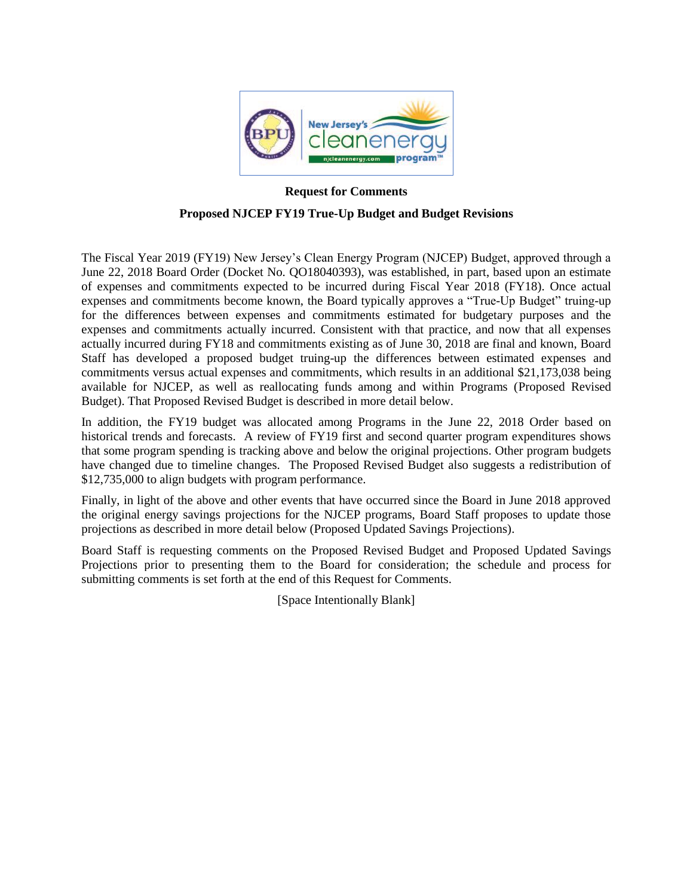**Request for Comments**

**Proposed NJCEP FY19 True-Up Budget and Budget Revisions**

The Fiscal Year 2019 (FY19) New Jersey's Clean Energy Program (NJCEP) Budget, approved through a June 22, 2018 Board Order (Docket No. QO18040393), was established, in part, based upon an estimate of expenses and commitments expected to be incurred during Fiscal Year 2018 (FY18). Once actual expenses and commitments become known, the Board typically approves a "True-Up Budget" truing-up for the differences between expenses and commitments estimated for budgetary purposes and the expenses and commitments actually incurred. Consistent with that practice, and now that all expenses actually incurred during FY18 and commitments existing as of June 30, 2018 are final and known, Board Staff has developed a proposed budget truing-up the differences between estimated expenses and commitments versus actual expenses and commitments, which results in an additional $21,173,038 being available for NJCEP, as well as reallocating funds among and within Programs (Proposed Revised Budget). That Proposed Revised Budget is described in more detail below.

In addition, the FY19 budget was allocated among Programs in the June 22, 2018 Order based on historical trends and forecasts. A review of FY19 first and second quarter program expenditures shows that some program spending is tracking above and below the original projections. Other program budgets have changed due to timeline changes. The Proposed Revised Budget also suggests a redistribution of $12,735,000 to align budgets with program performance.

Finally, in light of the above and other events that have occurred since the Board in June 2018 approved the original energy savings projections for the NJCEP programs, Board Staff proposes to update those projections as described in more detail below (Proposed Updated Savings Projections).

Board Staff is requesting comments on the Proposed Revised Budget and Proposed Updated Savings Projections prior to presenting them to the Board for consideration; the schedule and process for submitting comments is set forth at the end of this Request for Comments.

[Space Intentionally Blank]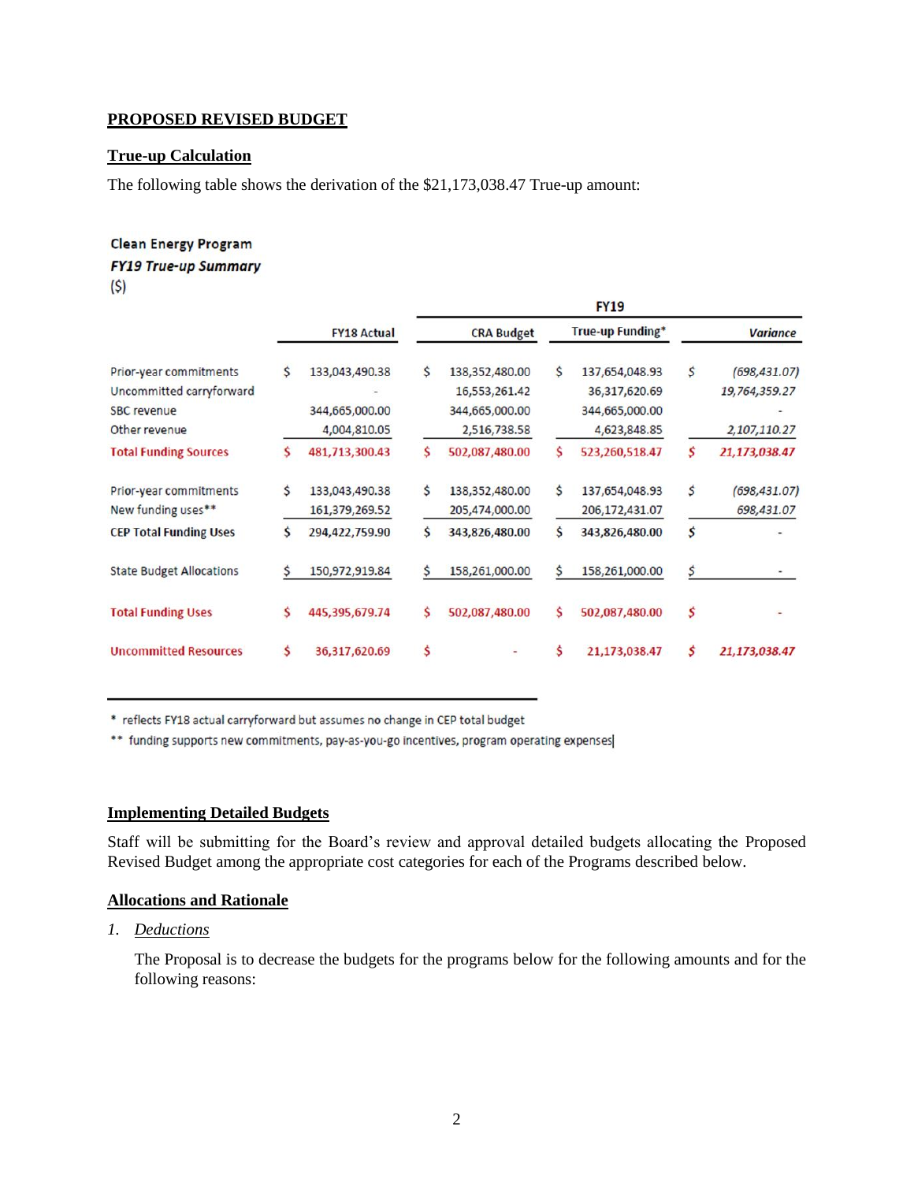## PROPOSED REVISED BUDGET

### True-up Calculation

The following table shows the derivation of the $21,173,038.47 True-up amount:

**Clean Energy Program**
***FY19 True-up Summary***
($)

| | FY18 Actual | FY19 | | |
|---|---|---|---|---|
| | | CRA Budget | True-up Funding* | *Variance* |
| Prior-year commitments | $ 133,043,490.38 | $ 138,352,480.00 | $ 137,654,048.93 | $ *(698,431.07)* |
| Uncommitted carryforward | - | 16,553,261.42 | 36,317,620.69 | *19,764,359.27* |
| SBC revenue | 344,665,000.00 | 344,665,000.00 | 344,665,000.00 | - |
| Other revenue | 4,004,810.05 | 2,516,738.58 | 4,623,848.85 | *2,107,110.27* |
| **Total Funding Sources** | $ 481,713,300.43 | $ 502,087,480.00 | $ 523,260,518.47 | $ ***21,173,038.47*** |
| Prior-year commitments | $ 133,043,490.38 | $ 138,352,480.00 | $ 137,654,048.93 | $ *(698,431.07)* |
| New funding uses** | 161,379,269.52 | 205,474,000.00 | 206,172,431.07 | *698,431.07* |
| **CEP Total Funding Uses** | $ 294,422,759.90 | $ 343,826,480.00 | $ 343,826,480.00 | $ - |
| State Budget Allocations | $ 150,972,919.84 | $ 158,261,000.00 | $ 158,261,000.00 | $ - |
| **Total Funding Uses** | $ 445,395,679.74 | $ 502,087,480.00 | $ 502,087,480.00 | $ - |
| **Uncommitted Resources** | $ 36,317,620.69 | $ - | $ 21,173,038.47 | $ ***21,173,038.47*** |

\* reflects FY18 actual carryforward but assumes no change in CEP total budget

\** funding supports new commitments, pay-as-you-go incentives, program operating expenses

### Implementing Detailed Budgets

Staff will be submitting for the Board's review and approval detailed budgets allocating the Proposed Revised Budget among the appropriate cost categories for each of the Programs described below.

### Allocations and Rationale

1. *Deductions*

   The Proposal is to decrease the budgets for the programs below for the following amounts and for the following reasons: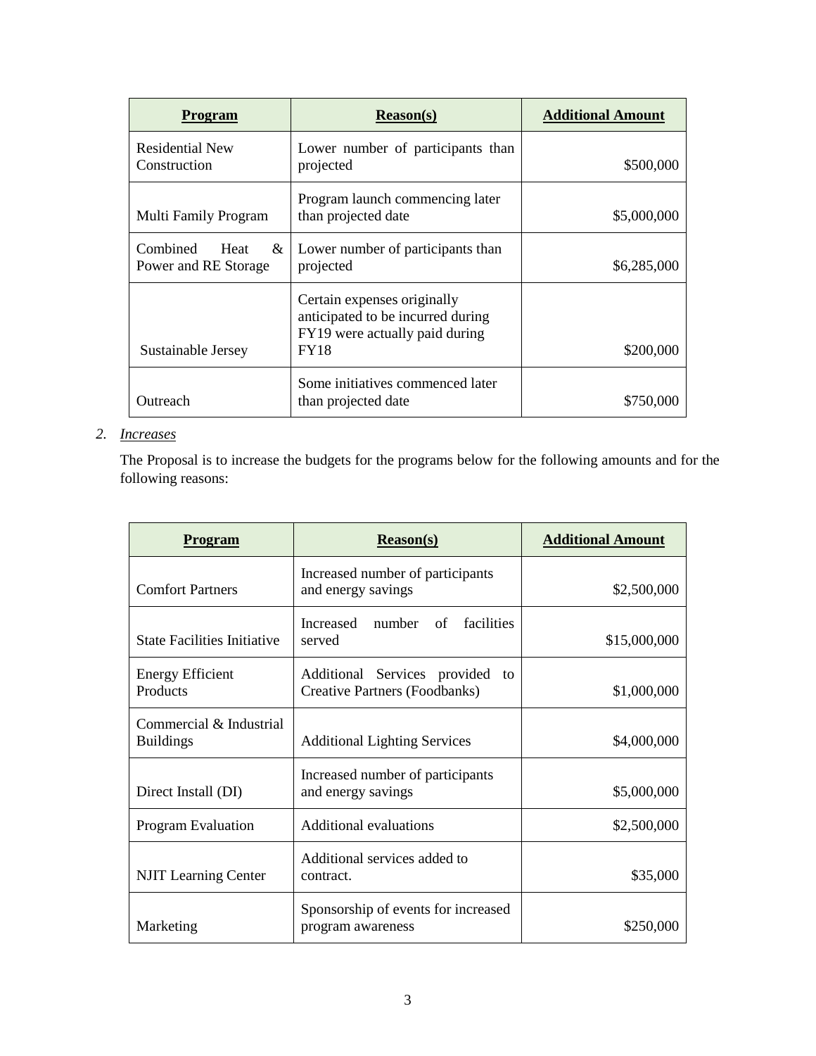| **Program** | **Reason(s)** | **Additional Amount** |
|---|---|---|
| Residential New Construction | Lower number of participants than projected | $500,000 |
| Multi Family Program | Program launch commencing later than projected date | $5,000,000 |
| Combined Heat & Power and RE Storage | Lower number of participants than projected | $6,285,000 |
| Sustainable Jersey | Certain expenses originally anticipated to be incurred during FY19 were actually paid during FY18 | $200,000 |
| Outreach | Some initiatives commenced later than projected date | $750,000 |

2. *Increases*

   The Proposal is to increase the budgets for the programs below for the following amounts and for the following reasons:

| **Program** | **Reason(s)** | **Additional Amount** |
|---|---|---|
| Comfort Partners | Increased number of participants and energy savings | $2,500,000 |
| State Facilities Initiative | Increased number of facilities served | $15,000,000 |
| Energy Efficient Products | Additional Services provided to Creative Partners (Foodbanks) | $1,000,000 |
| Commercial & Industrial Buildings | Additional Lighting Services | $4,000,000 |
| Direct Install (DI) | Increased number of participants and energy savings | $5,000,000 |
| Program Evaluation | Additional evaluations | $2,500,000 |
| NJIT Learning Center | Additional services added to contract. | $35,000 |
| Marketing | Sponsorship of events for increased program awareness | $250,000 |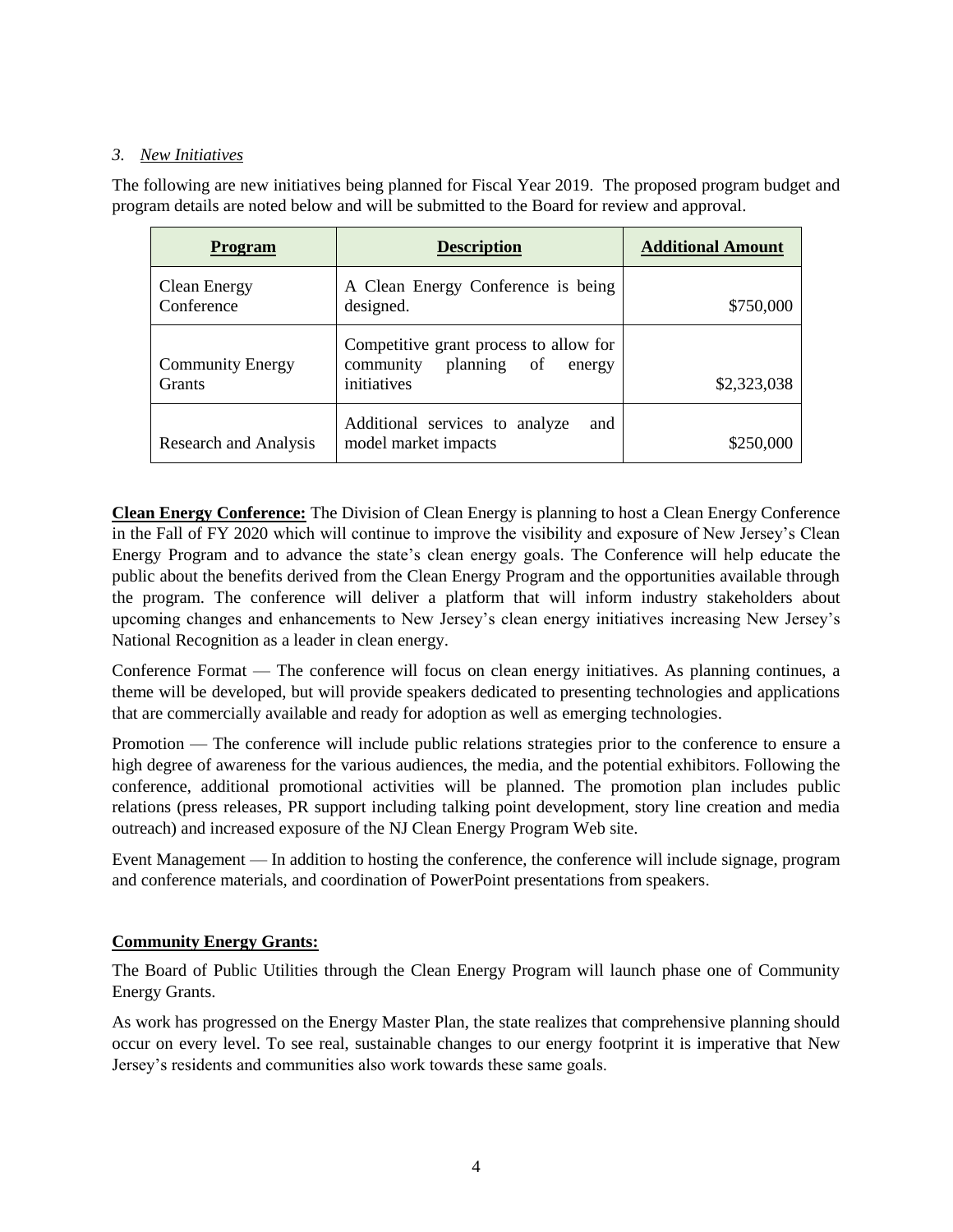*3. New Initiatives*

The following are new initiatives being planned for Fiscal Year 2019. The proposed program budget and program details are noted below and will be submitted to the Board for review and approval.

| **Program** | **Description** | **Additional Amount** |
|---|---|---|
| Clean Energy Conference | A Clean Energy Conference is being designed. | $750,000 |
| Community Energy Grants | Competitive grant process to allow for community planning of energy initiatives | $2,323,038 |
| Research and Analysis | Additional services to analyze and model market impacts | $250,000 |

**Clean Energy Conference:** The Division of Clean Energy is planning to host a Clean Energy Conference in the Fall of FY 2020 which will continue to improve the visibility and exposure of New Jersey's Clean Energy Program and to advance the state's clean energy goals. The Conference will help educate the public about the benefits derived from the Clean Energy Program and the opportunities available through the program. The conference will deliver a platform that will inform industry stakeholders about upcoming changes and enhancements to New Jersey's clean energy initiatives increasing New Jersey's National Recognition as a leader in clean energy.

Conference Format — The conference will focus on clean energy initiatives. As planning continues, a theme will be developed, but will provide speakers dedicated to presenting technologies and applications that are commercially available and ready for adoption as well as emerging technologies.

Promotion — The conference will include public relations strategies prior to the conference to ensure a high degree of awareness for the various audiences, the media, and the potential exhibitors. Following the conference, additional promotional activities will be planned. The promotion plan includes public relations (press releases, PR support including talking point development, story line creation and media outreach) and increased exposure of the NJ Clean Energy Program Web site.

Event Management — In addition to hosting the conference, the conference will include signage, program and conference materials, and coordination of PowerPoint presentations from speakers.

**Community Energy Grants:**

The Board of Public Utilities through the Clean Energy Program will launch phase one of Community Energy Grants.

As work has progressed on the Energy Master Plan, the state realizes that comprehensive planning should occur on every level. To see real, sustainable changes to our energy footprint it is imperative that New Jersey's residents and communities also work towards these same goals.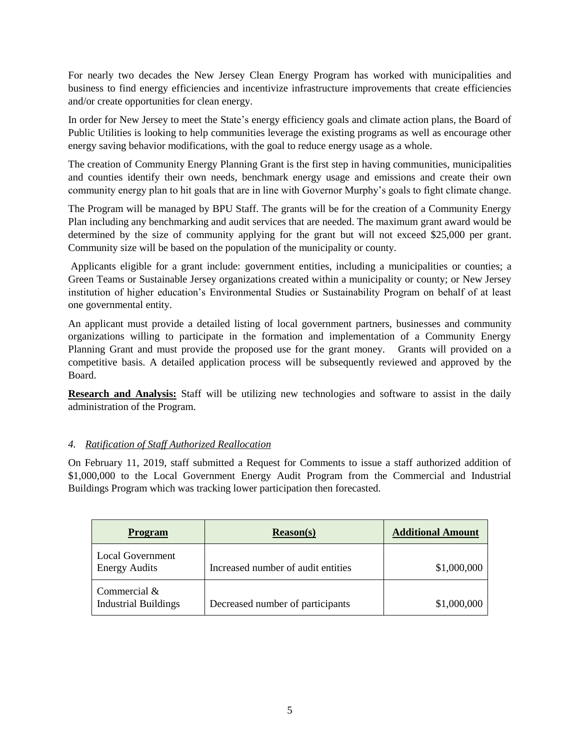For nearly two decades the New Jersey Clean Energy Program has worked with municipalities and business to find energy efficiencies and incentivize infrastructure improvements that create efficiencies and/or create opportunities for clean energy.

In order for New Jersey to meet the State's energy efficiency goals and climate action plans, the Board of Public Utilities is looking to help communities leverage the existing programs as well as encourage other energy saving behavior modifications, with the goal to reduce energy usage as a whole.

The creation of Community Energy Planning Grant is the first step in having communities, municipalities and counties identify their own needs, benchmark energy usage and emissions and create their own community energy plan to hit goals that are in line with Governor Murphy's goals to fight climate change.

The Program will be managed by BPU Staff. The grants will be for the creation of a Community Energy Plan including any benchmarking and audit services that are needed. The maximum grant award would be determined by the size of community applying for the grant but will not exceed $25,000 per grant. Community size will be based on the population of the municipality or county.

Applicants eligible for a grant include: government entities, including a municipalities or counties; a Green Teams or Sustainable Jersey organizations created within a municipality or county; or New Jersey institution of higher education's Environmental Studies or Sustainability Program on behalf of at least one governmental entity.

An applicant must provide a detailed listing of local government partners, businesses and community organizations willing to participate in the formation and implementation of a Community Energy Planning Grant and must provide the proposed use for the grant money. Grants will provided on a competitive basis. A detailed application process will be subsequently reviewed and approved by the Board.

**Research and Analysis:** Staff will be utilizing new technologies and software to assist in the daily administration of the Program.

*4. Ratification of Staff Authorized Reallocation*

On February 11, 2019, staff submitted a Request for Comments to issue a staff authorized addition of $1,000,000 to the Local Government Energy Audit Program from the Commercial and Industrial Buildings Program which was tracking lower participation then forecasted.

| Program | Reason(s) | Additional Amount |
|---|---|---|
| Local Government Energy Audits | Increased number of audit entities | $1,000,000 |
| Commercial & Industrial Buildings | Decreased number of participants | $1,000,000 |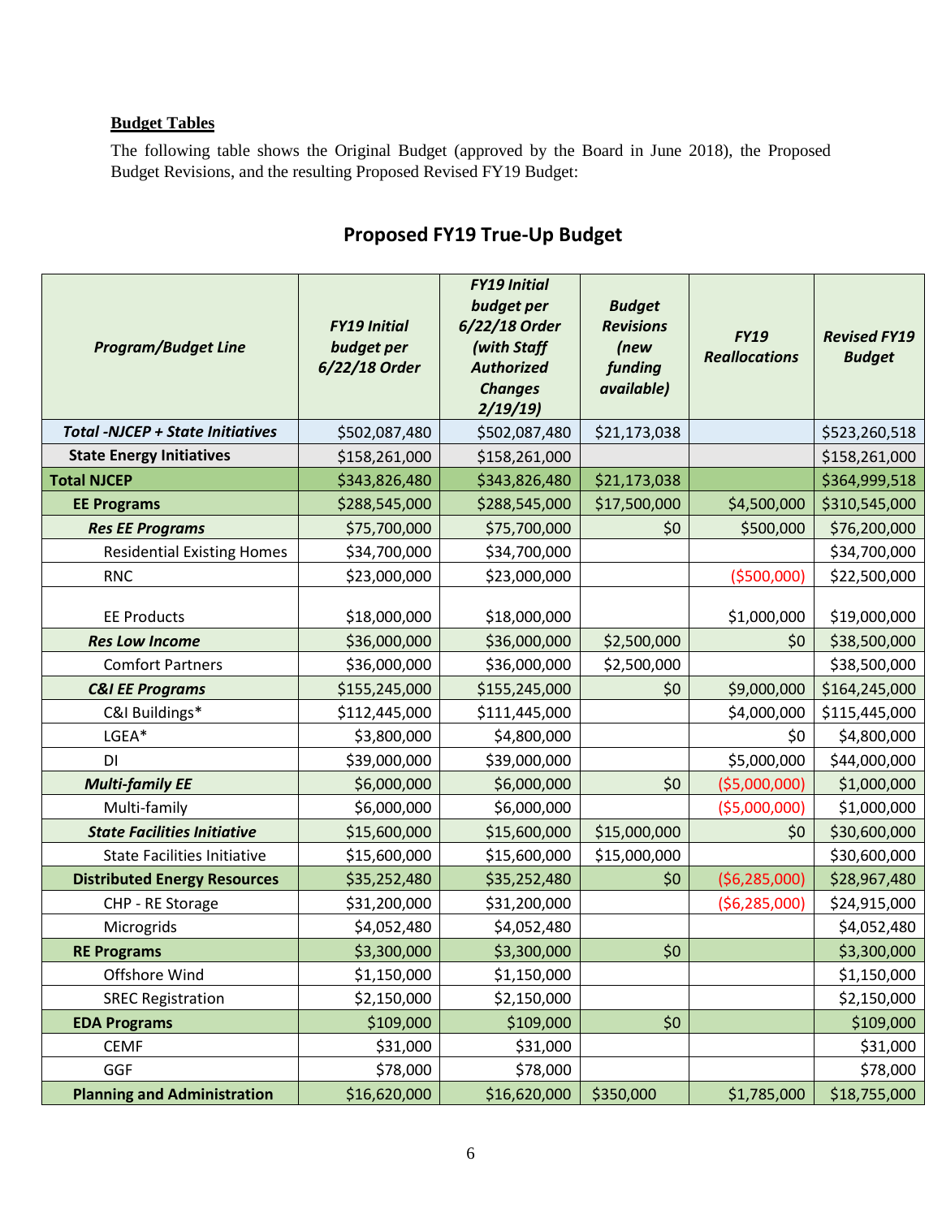**Budget Tables**

The following table shows the Original Budget (approved by the Board in June 2018), the Proposed Budget Revisions, and the resulting Proposed Revised FY19 Budget:

## Proposed FY19 True-Up Budget

| *Program/Budget Line* | *FY19 Initial budget per 6/22/18 Order* | *FY19 Initial budget per 6/22/18 Order (with Staff Authorized Changes 2/19/19)* | *Budget Revisions (new funding available)* | *FY19 Reallocations* | *Revised FY19 Budget* |
|---|---|---|---|---|---|
| ***Total -NJCEP + State Initiatives*** | $502,087,480 | $502,087,480 | $21,173,038 | | $523,260,518 |
| **State Energy Initiatives** | $158,261,000 | $158,261,000 | | | $158,261,000 |
| **Total NJCEP** | $343,826,480 | $343,826,480 | $21,173,038 | | $364,999,518 |
| **EE Programs** | $288,545,000 | $288,545,000 | $17,500,000 | $4,500,000 | $310,545,000 |
| ***Res EE Programs*** | $75,700,000 | $75,700,000 | $0 | $500,000 | $76,200,000 |
| Residential Existing Homes | $34,700,000 | $34,700,000 | | | $34,700,000 |
| RNC | $23,000,000 | $23,000,000 | | ($500,000) | $22,500,000 |
| EE Products | $18,000,000 | $18,000,000 | | $1,000,000 | $19,000,000 |
| ***Res Low Income*** | $36,000,000 | $36,000,000 | $2,500,000 | $0 | $38,500,000 |
| Comfort Partners | $36,000,000 | $36,000,000 | $2,500,000 | | $38,500,000 |
| ***C&I EE Programs*** | $155,245,000 | $155,245,000 | $0 | $9,000,000 | $164,245,000 |
| C&I Buildings* | $112,445,000 | $111,445,000 | | $4,000,000 | $115,445,000 |
| LGEA* | $3,800,000 | $4,800,000 | | $0 | $4,800,000 |
| DI | $39,000,000 | $39,000,000 | | $5,000,000 | $44,000,000 |
| ***Multi-family EE*** | $6,000,000 | $6,000,000 | $0 | ($5,000,000) | $1,000,000 |
| Multi-family | $6,000,000 | $6,000,000 | | ($5,000,000) | $1,000,000 |
| ***State Facilities Initiative*** | $15,600,000 | $15,600,000 | $15,000,000 | $0 | $30,600,000 |
| State Facilities Initiative | $15,600,000 | $15,600,000 | $15,000,000 | | $30,600,000 |
| **Distributed Energy Resources** | $35,252,480 | $35,252,480 | $0 | ($6,285,000) | $28,967,480 |
| CHP - RE Storage | $31,200,000 | $31,200,000 | | ($6,285,000) | $24,915,000 |
| Microgrids | $4,052,480 | $4,052,480 | | | $4,052,480 |
| **RE Programs** | $3,300,000 | $3,300,000 | $0 | | $3,300,000 |
| Offshore Wind | $1,150,000 | $1,150,000 | | | $1,150,000 |
| SREC Registration | $2,150,000 | $2,150,000 | | | $2,150,000 |
| **EDA Programs** | $109,000 | $109,000 | $0 | | $109,000 |
| CEMF | $31,000 | $31,000 | | | $31,000 |
| GGF | $78,000 | $78,000 | | | $78,000 |
| **Planning and Administration** | $16,620,000 | $16,620,000 | $350,000 | $1,785,000 | $18,755,000 |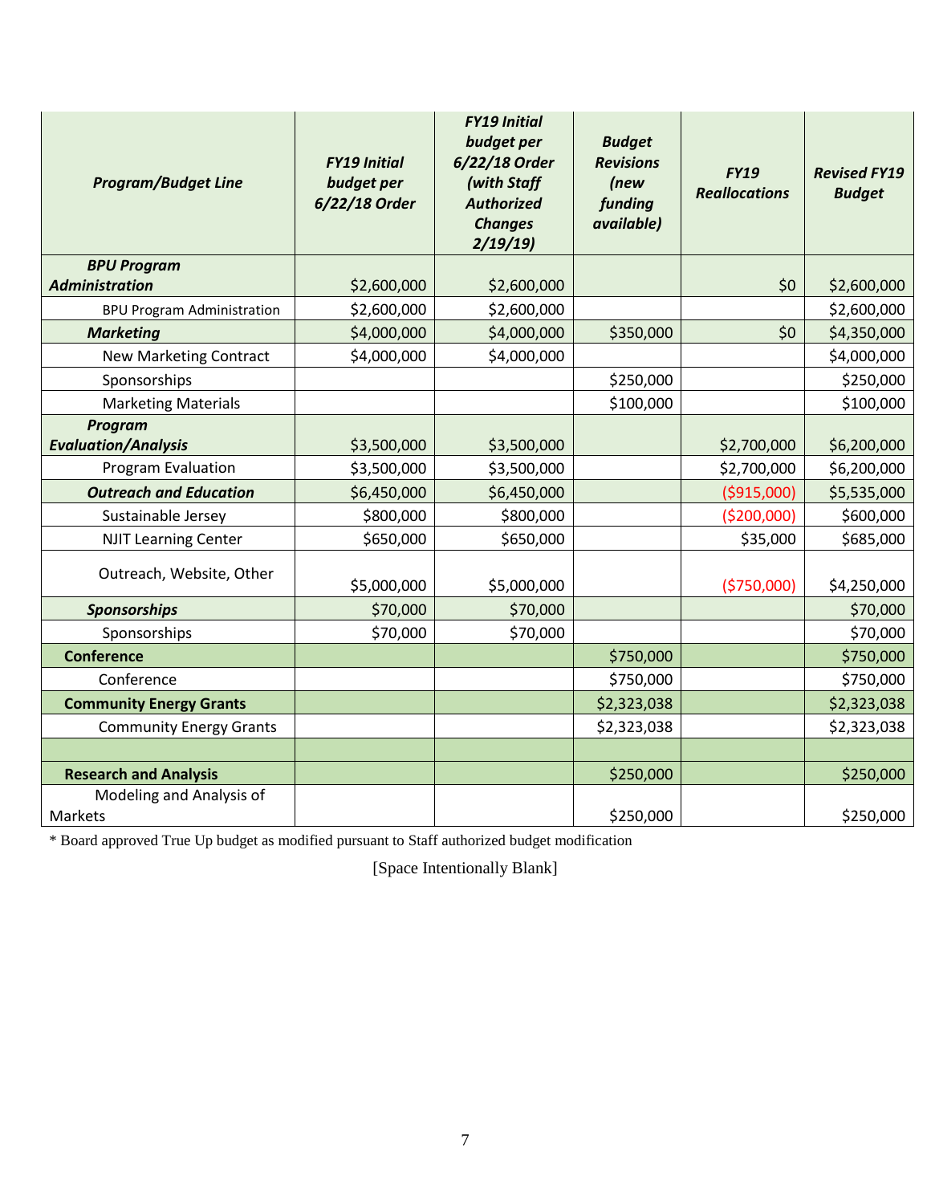| ***Program/Budget Line*** | ***FY19 Initial budget per 6/22/18 Order*** | ***FY19 Initial budget per 6/22/18 Order (with Staff Authorized Changes 2/19/19)*** | ***Budget Revisions (new funding available)*** | ***FY19 Reallocations*** | ***Revised FY19 Budget*** |
|---|---|---|---|---|---|
| ***BPU Program Administration*** | $2,600,000 | $2,600,000 | | $0 | $2,600,000 |
| BPU Program Administration | $2,600,000 | $2,600,000 | | | $2,600,000 |
| ***Marketing*** | $4,000,000 | $4,000,000 | $350,000 | $0 | $4,350,000 |
| New Marketing Contract | $4,000,000 | $4,000,000 | | | $4,000,000 |
| Sponsorships | | | $250,000 | | $250,000 |
| Marketing Materials | | | $100,000 | | $100,000 |
| ***Program Evaluation/Analysis*** | $3,500,000 | $3,500,000 | | $2,700,000 | $6,200,000 |
| Program Evaluation | $3,500,000 | $3,500,000 | | $2,700,000 | $6,200,000 |
| ***Outreach and Education*** | $6,450,000 | $6,450,000 | | ($915,000) | $5,535,000 |
| Sustainable Jersey | $800,000 | $800,000 | | ($200,000) | $600,000 |
| NJIT Learning Center | $650,000 | $650,000 | | $35,000 | $685,000 |
| Outreach, Website, Other | $5,000,000 | $5,000,000 | | ($750,000) | $4,250,000 |
| ***Sponsorships*** | $70,000 | $70,000 | | | $70,000 |
| Sponsorships | $70,000 | $70,000 | | | $70,000 |
| **Conference** | | | $750,000 | | $750,000 |
| Conference | | | $750,000 | | $750,000 |
| **Community Energy Grants** | | | $2,323,038 | | $2,323,038 |
| Community Energy Grants | | | $2,323,038 | | $2,323,038 |
| | | | | | |
| **Research and Analysis** | | | $250,000 | | $250,000 |
| Modeling and Analysis of Markets | | | $250,000 | | $250,000 |

* Board approved True Up budget as modified pursuant to Staff authorized budget modification

[Space Intentionally Blank]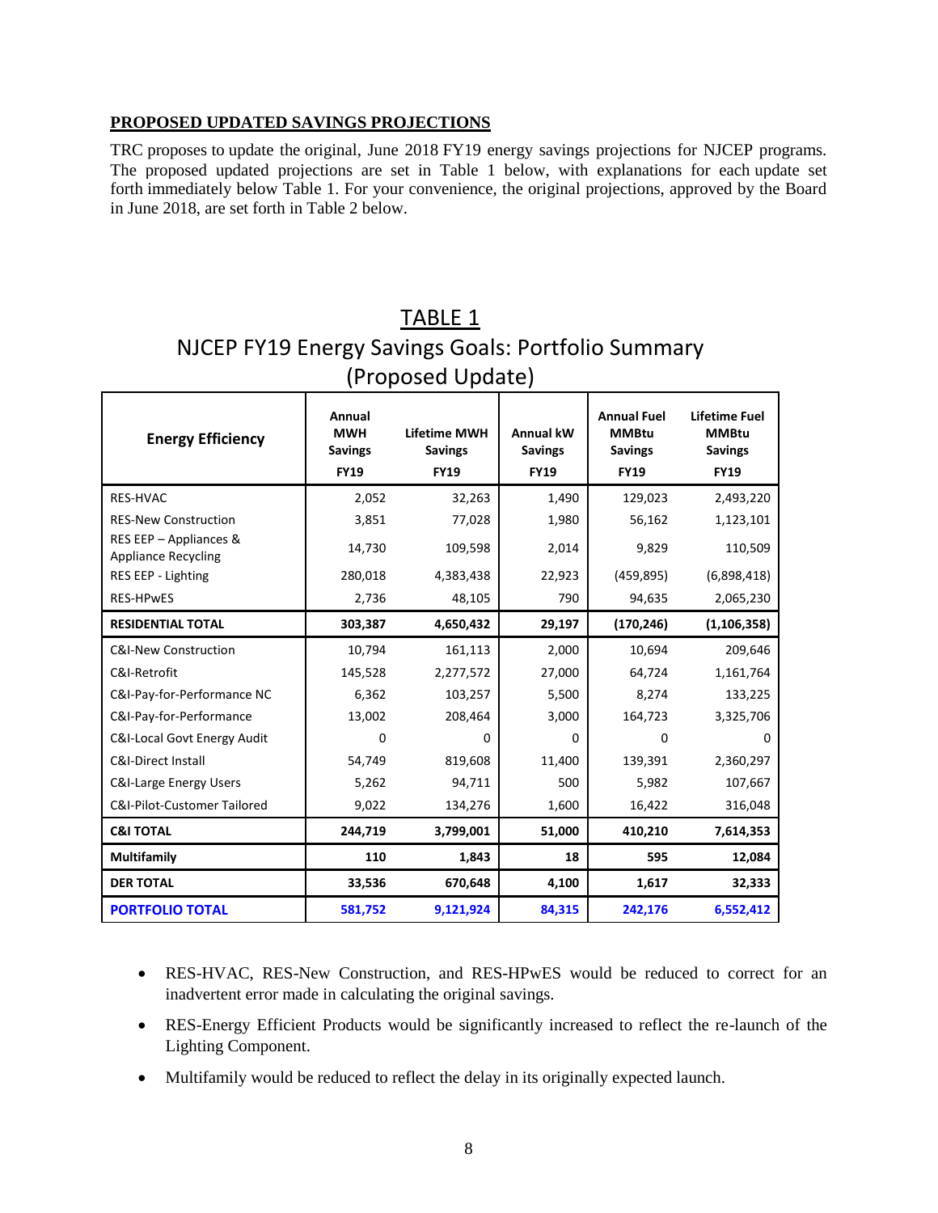**PROPOSED UPDATED SAVINGS PROJECTIONS**

TRC proposes to update the original, June 2018 FY19 energy savings projections for NJCEP programs. The proposed updated projections are set in Table 1 below, with explanations for each update set forth immediately below Table 1. For your convenience, the original projections, approved by the Board in June 2018, are set forth in Table 2 below.

## TABLE 1

## NJCEP FY19 Energy Savings Goals: Portfolio Summary (Proposed Update)

| Energy Efficiency | Annual MWH Savings FY19 | Lifetime MWH Savings FY19 | Annual kW Savings FY19 | Annual Fuel MMBtu Savings FY19 | Lifetime Fuel MMBtu Savings FY19 |
|---|---|---|---|---|---|
| RES-HVAC | 2,052 | 32,263 | 1,490 | 129,023 | 2,493,220 |
| RES-New Construction | 3,851 | 77,028 | 1,980 | 56,162 | 1,123,101 |
| RES EEP – Appliances & Appliance Recycling | 14,730 | 109,598 | 2,014 | 9,829 | 110,509 |
| RES EEP - Lighting | 280,018 | 4,383,438 | 22,923 | (459,895) | (6,898,418) |
| RES-HPwES | 2,736 | 48,105 | 790 | 94,635 | 2,065,230 |
| **RESIDENTIAL TOTAL** | **303,387** | **4,650,432** | **29,197** | **(170,246)** | **(1,106,358)** |
| C&I-New Construction | 10,794 | 161,113 | 2,000 | 10,694 | 209,646 |
| C&I-Retrofit | 145,528 | 2,277,572 | 27,000 | 64,724 | 1,161,764 |
| C&I-Pay-for-Performance NC | 6,362 | 103,257 | 5,500 | 8,274 | 133,225 |
| C&I-Pay-for-Performance | 13,002 | 208,464 | 3,000 | 164,723 | 3,325,706 |
| C&I-Local Govt Energy Audit | 0 | 0 | 0 | 0 | 0 |
| C&I-Direct Install | 54,749 | 819,608 | 11,400 | 139,391 | 2,360,297 |
| C&I-Large Energy Users | 5,262 | 94,711 | 500 | 5,982 | 107,667 |
| C&I-Pilot-Customer Tailored | 9,022 | 134,276 | 1,600 | 16,422 | 316,048 |
| **C&I TOTAL** | **244,719** | **3,799,001** | **51,000** | **410,210** | **7,614,353** |
| **Multifamily** | **110** | **1,843** | **18** | **595** | **12,084** |
| **DER TOTAL** | **33,536** | **670,648** | **4,100** | **1,617** | **32,333** |
| **PORTFOLIO TOTAL** | **581,752** | **9,121,924** | **84,315** | **242,176** | **6,552,412** |

- RES-HVAC, RES-New Construction, and RES-HPwES would be reduced to correct for an inadvertent error made in calculating the original savings.
- RES-Energy Efficient Products would be significantly increased to reflect the re-launch of the Lighting Component.
- Multifamily would be reduced to reflect the delay in its originally expected launch.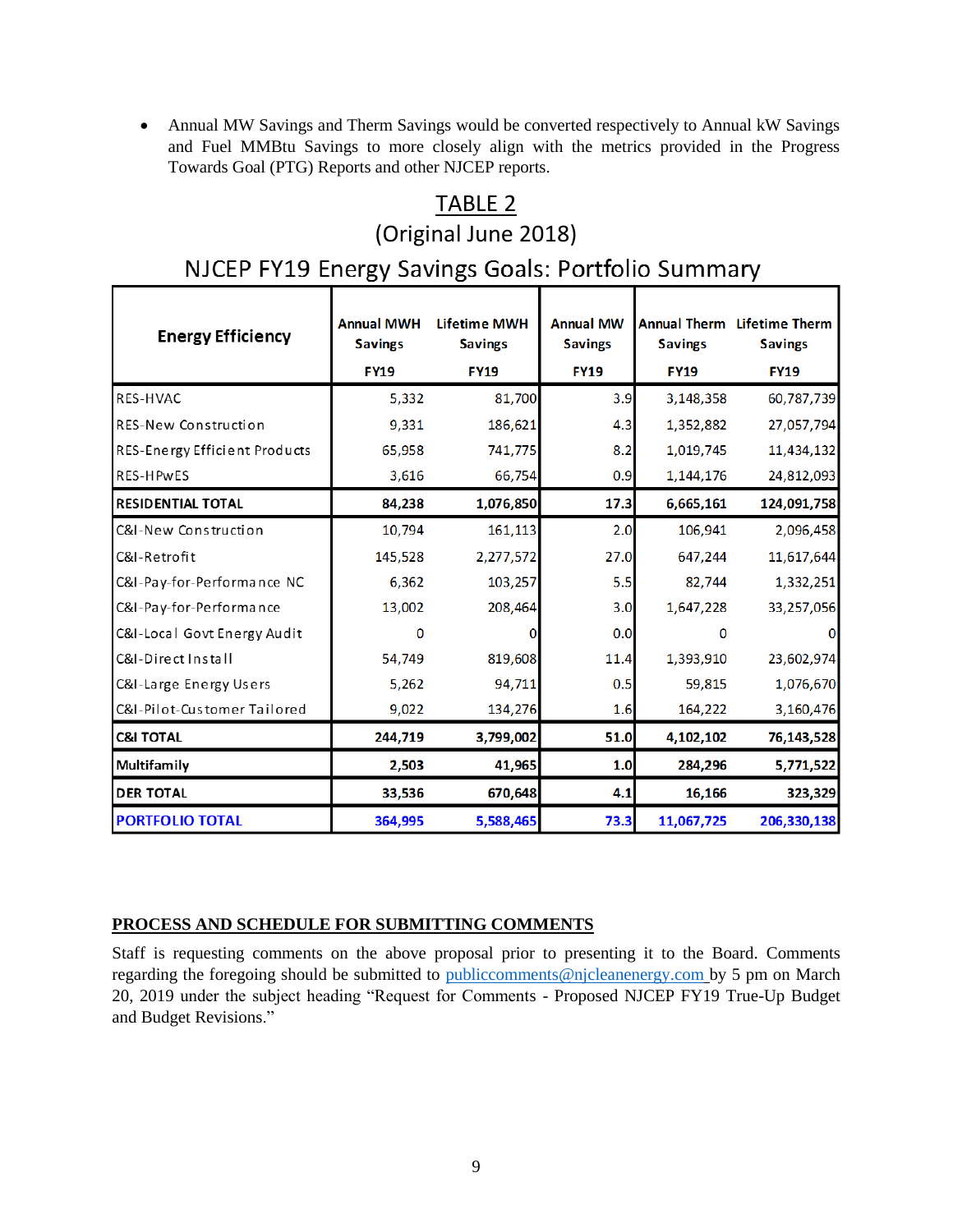- Annual MW Savings and Therm Savings would be converted respectively to Annual kW Savings and Fuel MMBtu Savings to more closely align with the metrics provided in the Progress Towards Goal (PTG) Reports and other NJCEP reports.

## TABLE 2

### (Original June 2018)

### NJCEP FY19 Energy Savings Goals: Portfolio Summary

| Energy Efficiency | Annual MWH Savings FY19 | Lifetime MWH Savings FY19 | Annual MW Savings FY19 | Annual Therm Savings FY19 | Lifetime Therm Savings FY19 |
|---|---|---|---|---|---|
| RES-HVAC | 5,332 | 81,700 | 3.9 | 3,148,358 | 60,787,739 |
| RES-New Construction | 9,331 | 186,621 | 4.3 | 1,352,882 | 27,057,794 |
| RES-Energy Efficient Products | 65,958 | 741,775 | 8.2 | 1,019,745 | 11,434,132 |
| RES-HPwES | 3,616 | 66,754 | 0.9 | 1,144,176 | 24,812,093 |
| **RESIDENTIAL TOTAL** | **84,238** | **1,076,850** | **17.3** | **6,665,161** | **124,091,758** |
| C&I-New Construction | 10,794 | 161,113 | 2.0 | 106,941 | 2,096,458 |
| C&I-Retrofit | 145,528 | 2,277,572 | 27.0 | 647,244 | 11,617,644 |
| C&I-Pay-for-Performance NC | 6,362 | 103,257 | 5.5 | 82,744 | 1,332,251 |
| C&I-Pay-for-Performance | 13,002 | 208,464 | 3.0 | 1,647,228 | 33,257,056 |
| C&I-Local Govt Energy Audit | 0 | 0 | 0.0 | 0 | 0 |
| C&I-Direct Install | 54,749 | 819,608 | 11.4 | 1,393,910 | 23,602,974 |
| C&I-Large Energy Users | 5,262 | 94,711 | 0.5 | 59,815 | 1,076,670 |
| C&I-Pilot-Customer Tailored | 9,022 | 134,276 | 1.6 | 164,222 | 3,160,476 |
| **C&I TOTAL** | **244,719** | **3,799,002** | **51.0** | **4,102,102** | **76,143,528** |
| **Multifamily** | **2,503** | **41,965** | **1.0** | **284,296** | **5,771,522** |
| **DER TOTAL** | **33,536** | **670,648** | **4.1** | **16,166** | **323,329** |
| **PORTFOLIO TOTAL** | **364,995** | **5,588,465** | **73.3** | **11,067,725** | **206,330,138** |

**PROCESS AND SCHEDULE FOR SUBMITTING COMMENTS**

Staff is requesting comments on the above proposal prior to presenting it to the Board. Comments regarding the foregoing should be submitted to publiccomments@njcleanenergy.com by 5 pm on March 20, 2019 under the subject heading "Request for Comments - Proposed NJCEP FY19 True-Up Budget and Budget Revisions."